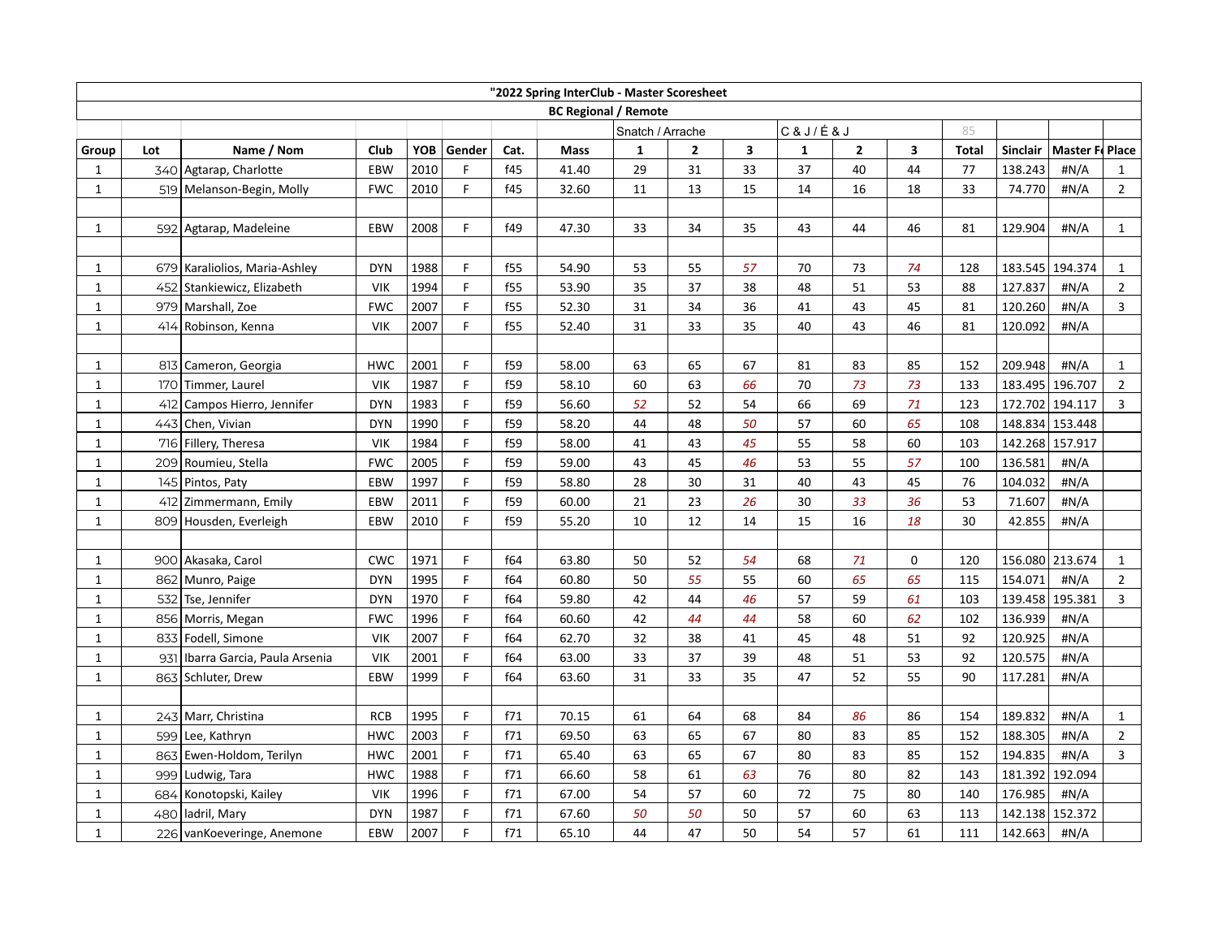"2022 Spring InterClub - Master Scoresheet

BC Regional / Remote

| Group | Lot | Name / Nom | Club | YOB | Gender | Cat. | Mass | Snatch / Arrache 1 | 2 | 3 | C & J / É & J 1 | 2 | 3 | Total | Sinclair | Master Fa | Place |
|---|---|---|---|---|---|---|---|---|---|---|---|---|---|---|---|---|---|
| 1 | 340 | Agtarap, Charlotte | EBW | 2010 | F | f45 | 41.40 | 29 | 31 | 33 | 37 | 40 | 44 | 77 | 138.243 | #N/A | 1 |
| 1 | 519 | Melanson-Begin, Molly | FWC | 2010 | F | f45 | 32.60 | 11 | 13 | 15 | 14 | 16 | 18 | 33 | 74.770 | #N/A | 2 |
| | | | | | | | | | | | | | | | | | |
| 1 | 592 | Agtarap, Madeleine | EBW | 2008 | F | f49 | 47.30 | 33 | 34 | 35 | 43 | 44 | 46 | 81 | 129.904 | #N/A | 1 |
| | | | | | | | | | | | | | | | | | |
| 1 | 679 | Karaliolios, Maria-Ashley | DYN | 1988 | F | f55 | 54.90 | 53 | 55 | *57* | 70 | 73 | *74* | 128 | 183.545 | 194.374 | 1 |
| 1 | 452 | Stankiewicz, Elizabeth | VIK | 1994 | F | f55 | 53.90 | 35 | 37 | 38 | 48 | 51 | 53 | 88 | 127.837 | #N/A | 2 |
| 1 | 979 | Marshall, Zoe | FWC | 2007 | F | f55 | 52.30 | 31 | 34 | 36 | 41 | 43 | 45 | 81 | 120.260 | #N/A | 3 |
| 1 | 414 | Robinson, Kenna | VIK | 2007 | F | f55 | 52.40 | 31 | 33 | 35 | 40 | 43 | 46 | 81 | 120.092 | #N/A | |
| | | | | | | | | | | | | | | | | | |
| 1 | 813 | Cameron, Georgia | HWC | 2001 | F | f59 | 58.00 | 63 | 65 | 67 | 81 | 83 | 85 | 152 | 209.948 | #N/A | 1 |
| 1 | 170 | Timmer, Laurel | VIK | 1987 | F | f59 | 58.10 | 60 | 63 | *66* | 70 | *73* | *73* | 133 | 183.495 | 196.707 | 2 |
| 1 | 412 | Campos Hierro, Jennifer | DYN | 1983 | F | f59 | 56.60 | *52* | 52 | 54 | 66 | 69 | *71* | 123 | 172.702 | 194.117 | 3 |
| 1 | 443 | Chen, Vivian | DYN | 1990 | F | f59 | 58.20 | 44 | 48 | *50* | 57 | 60 | *65* | 108 | 148.834 | 153.448 | |
| 1 | 716 | Fillery, Theresa | VIK | 1984 | F | f59 | 58.00 | 41 | 43 | *45* | 55 | 58 | 60 | 103 | 142.268 | 157.917 | |
| 1 | 209 | Roumieu, Stella | FWC | 2005 | F | f59 | 59.00 | 43 | 45 | *46* | 53 | 55 | *57* | 100 | 136.581 | #N/A | |
| 1 | 145 | Pintos, Paty | EBW | 1997 | F | f59 | 58.80 | 28 | 30 | 31 | 40 | 43 | 45 | 76 | 104.032 | #N/A | |
| 1 | 412 | Zimmermann, Emily | EBW | 2011 | F | f59 | 60.00 | 21 | 23 | *26* | 30 | *33* | *36* | 53 | 71.607 | #N/A | |
| 1 | 809 | Housden, Everleigh | EBW | 2010 | F | f59 | 55.20 | 10 | 12 | 14 | 15 | 16 | *18* | 30 | 42.855 | #N/A | |
| | | | | | | | | | | | | | | | | | |
| 1 | 900 | Akasaka, Carol | CWC | 1971 | F | f64 | 63.80 | 50 | 52 | *54* | 68 | *71* | 0 | 120 | 156.080 | 213.674 | 1 |
| 1 | 862 | Munro, Paige | DYN | 1995 | F | f64 | 60.80 | 50 | *55* | 55 | 60 | *65* | 65 | 115 | 154.071 | #N/A | 2 |
| 1 | 532 | Tse, Jennifer | DYN | 1970 | F | f64 | 59.80 | 42 | 44 | *46* | 57 | 59 | *61* | 103 | 139.458 | 195.381 | 3 |
| 1 | 856 | Morris, Megan | FWC | 1996 | F | f64 | 60.60 | 42 | *44* | *44* | 58 | 60 | *62* | 102 | 136.939 | #N/A | |
| 1 | 833 | Fodell, Simone | VIK | 2007 | F | f64 | 62.70 | 32 | 38 | 41 | 45 | 48 | 51 | 92 | 120.925 | #N/A | |
| 1 | 931 | Ibarra Garcia, Paula Arsenia | VIK | 2001 | F | f64 | 63.00 | 33 | 37 | 39 | 48 | 51 | 53 | 92 | 120.575 | #N/A | |
| 1 | 863 | Schluter, Drew | EBW | 1999 | F | f64 | 63.60 | 31 | 33 | 35 | 47 | 52 | 55 | 90 | 117.281 | #N/A | |
| | | | | | | | | | | | | | | | | | |
| 1 | 243 | Marr, Christina | RCB | 1995 | F | f71 | 70.15 | 61 | 64 | 68 | 84 | *86* | 86 | 154 | 189.832 | #N/A | 1 |
| 1 | 599 | Lee, Kathryn | HWC | 2003 | F | f71 | 69.50 | 63 | 65 | 67 | 80 | 83 | 85 | 152 | 188.305 | #N/A | 2 |
| 1 | 863 | Ewen-Holdom, Terilyn | HWC | 2001 | F | f71 | 65.40 | 63 | 65 | 67 | 80 | 83 | 85 | 152 | 194.835 | #N/A | 3 |
| 1 | 999 | Ludwig, Tara | HWC | 1988 | F | f71 | 66.60 | 58 | 61 | *63* | 76 | 80 | 82 | 143 | 181.392 | 192.094 | |
| 1 | 684 | Konotopski, Kailey | VIK | 1996 | F | f71 | 67.00 | 54 | 57 | 60 | 72 | 75 | 80 | 140 | 176.985 | #N/A | |
| 1 | 480 | ladril, Mary | DYN | 1987 | F | f71 | 67.60 | *50* | *50* | 50 | 57 | 60 | 63 | 113 | 142.138 | 152.372 | |
| 1 | 226 | vanKoeveringe, Anemone | EBW | 2007 | F | f71 | 65.10 | 44 | 47 | 50 | 54 | 57 | 61 | 111 | 142.663 | #N/A | |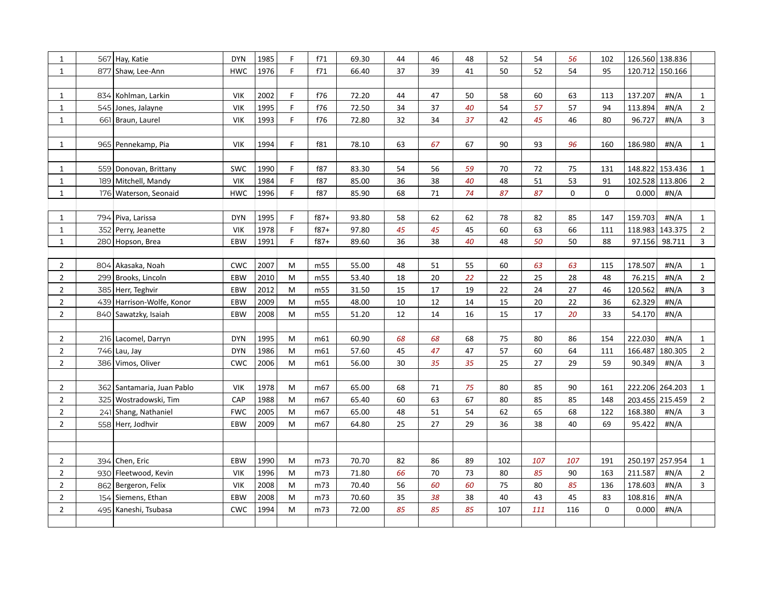| | | | | | | | | | | | | | | | | | |
|---|---|---|---|---|---|---|---|---|---|---|---|---|---|---|---|---|---|
| 1 | 567 | Hay, Katie | DYN | 1985 | F | f71 | 69.30 | 44 | 46 | 48 | 52 | 54 | *56* | 102 | 126.560 | 138.836 | |
| 1 | 877 | Shaw, Lee-Ann | HWC | 1976 | F | f71 | 66.40 | 37 | 39 | 41 | 50 | 52 | 54 | 95 | 120.712 | 150.166 | |
| | | | | | | | | | | | | | | | | | |
| 1 | 834 | Kohlman, Larkin | VIK | 2002 | F | f76 | 72.20 | 44 | 47 | 50 | 58 | 60 | 63 | 113 | 137.207 | #N/A | 1 |
| 1 | 545 | Jones, Jalayne | VIK | 1995 | F | f76 | 72.50 | 34 | 37 | *40* | 54 | *57* | 57 | 94 | 113.894 | #N/A | 2 |
| 1 | 661 | Braun, Laurel | VIK | 1993 | F | f76 | 72.80 | 32 | 34 | *37* | 42 | *45* | 46 | 80 | 96.727 | #N/A | 3 |
| | | | | | | | | | | | | | | | | | |
| 1 | 965 | Pennekamp, Pia | VIK | 1994 | F | f81 | 78.10 | 63 | *67* | 67 | 90 | 93 | *96* | 160 | 186.980 | #N/A | 1 |
| | | | | | | | | | | | | | | | | | |
| 1 | 559 | Donovan, Brittany | SWC | 1990 | F | f87 | 83.30 | 54 | 56 | *59* | 70 | 72 | 75 | 131 | 148.822 | 153.436 | 1 |
| 1 | 189 | Mitchell, Mandy | VIK | 1984 | F | f87 | 85.00 | 36 | 38 | *40* | 48 | 51 | 53 | 91 | 102.528 | 113.806 | 2 |
| 1 | 176 | Waterson, Seonaid | HWC | 1996 | F | f87 | 85.90 | 68 | 71 | *74* | *87* | *87* | 0 | 0 | 0.000 | #N/A | |
| | | | | | | | | | | | | | | | | | |
| 1 | 794 | Piva, Larissa | DYN | 1995 | F | f87+ | 93.80 | 58 | 62 | 62 | 78 | 82 | 85 | 147 | 159.703 | #N/A | 1 |
| 1 | 352 | Perry, Jeanette | VIK | 1978 | F | f87+ | 97.80 | *45* | *45* | 45 | 60 | 63 | 66 | 111 | 118.983 | 143.375 | 2 |
| 1 | 280 | Hopson, Brea | EBW | 1991 | F | f87+ | 89.60 | 36 | 38 | *40* | 48 | *50* | 50 | 88 | 97.156 | 98.711 | 3 |
| | | | | | | | | | | | | | | | | | |
| 2 | 804 | Akasaka, Noah | CWC | 2007 | M | m55 | 55.00 | 48 | 51 | 55 | 60 | *63* | *63* | 115 | 178.507 | #N/A | 1 |
| 2 | 299 | Brooks, Lincoln | EBW | 2010 | M | m55 | 53.40 | 18 | 20 | *22* | 22 | 25 | 28 | 48 | 76.215 | #N/A | 2 |
| 2 | 385 | Herr, Teghvir | EBW | 2012 | M | m55 | 31.50 | 15 | 17 | 19 | 22 | 24 | 27 | 46 | 120.562 | #N/A | 3 |
| 2 | 439 | Harrison-Wolfe, Konor | EBW | 2009 | M | m55 | 48.00 | 10 | 12 | 14 | 15 | 20 | 22 | 36 | 62.329 | #N/A | |
| 2 | 840 | Sawatzky, Isaiah | EBW | 2008 | M | m55 | 51.20 | 12 | 14 | 16 | 15 | 17 | *20* | 33 | 54.170 | #N/A | |
| | | | | | | | | | | | | | | | | | |
| 2 | 216 | Lacomel, Darryn | DYN | 1995 | M | m61 | 60.90 | *68* | *68* | 68 | 75 | 80 | 86 | 154 | 222.030 | #N/A | 1 |
| 2 | 746 | Lau, Jay | DYN | 1986 | M | m61 | 57.60 | 45 | *47* | 47 | 57 | 60 | 64 | 111 | 166.487 | 180.305 | 2 |
| 2 | 386 | Vimos, Oliver | CWC | 2006 | M | m61 | 56.00 | 30 | *35* | *35* | 25 | 27 | 29 | 59 | 90.349 | #N/A | 3 |
| | | | | | | | | | | | | | | | | | |
| 2 | 362 | Santamaria, Juan Pablo | VIK | 1978 | M | m67 | 65.00 | 68 | 71 | *75* | 80 | 85 | 90 | 161 | 222.206 | 264.203 | 1 |
| 2 | 325 | Wostradowski, Tim | CAP | 1988 | M | m67 | 65.40 | 60 | 63 | 67 | 80 | 85 | 85 | 148 | 203.455 | 215.459 | 2 |
| 2 | 241 | Shang, Nathaniel | FWC | 2005 | M | m67 | 65.00 | 48 | 51 | 54 | 62 | 65 | 68 | 122 | 168.380 | #N/A | 3 |
| 2 | 558 | Herr, Jodhvir | EBW | 2009 | M | m67 | 64.80 | 25 | 27 | 29 | 36 | 38 | 40 | 69 | 95.422 | #N/A | |
| | | | | | | | | | | | | | | | | | |
| | | | | | | | | | | | | | | | | | |
| 2 | 394 | Chen, Eric | EBW | 1990 | M | m73 | 70.70 | 82 | 86 | 89 | 102 | *107* | *107* | 191 | 250.197 | 257.954 | 1 |
| 2 | 930 | Fleetwood, Kevin | VIK | 1996 | M | m73 | 71.80 | *66* | 70 | 73 | 80 | *85* | 90 | 163 | 211.587 | #N/A | 2 |
| 2 | 862 | Bergeron, Felix | VIK | 2008 | M | m73 | 70.40 | 56 | *60* | *60* | 75 | 80 | *85* | 136 | 178.603 | #N/A | 3 |
| 2 | 154 | Siemens, Ethan | EBW | 2008 | M | m73 | 70.60 | 35 | *38* | 38 | 40 | 43 | 45 | 83 | 108.816 | #N/A | |
| 2 | 495 | Kaneshi, Tsubasa | CWC | 1994 | M | m73 | 72.00 | *85* | *85* | *85* | 107 | *111* | 116 | 0 | 0.000 | #N/A | |
| | | | | | | | | | | | | | | | | | |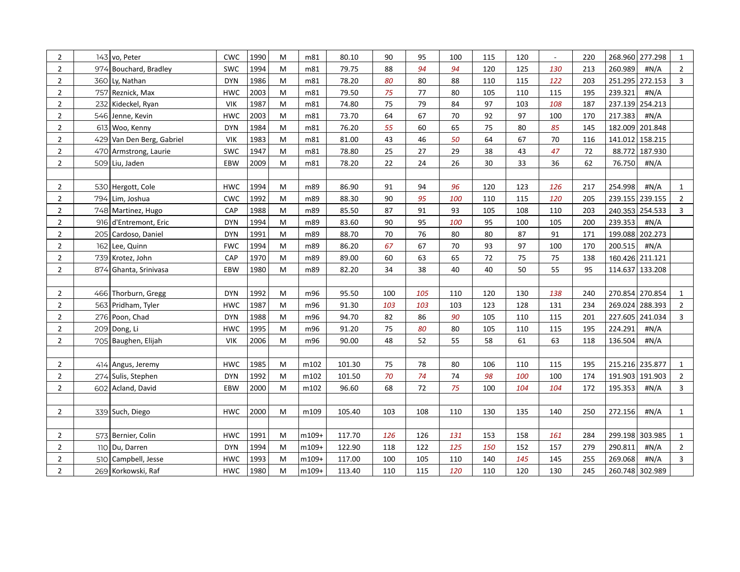| | | | | | | | | | | | | | | | | | |
|---|---|---|---|---|---|---|---|---|---|---|---|---|---|---|---|---|---|
| 2 | 143 | vo, Peter | CWC | 1990 | M | m81 | 80.10 | 90 | 95 | 100 | 115 | 120 | - | 220 | 268.960 | 277.298 | 1 |
| 2 | 974 | Bouchard, Bradley | SWC | 1994 | M | m81 | 79.75 | 88 | 94 | 94 | 120 | 125 | 130 | 213 | 260.989 | #N/A | 2 |
| 2 | 360 | Ly, Nathan | DYN | 1986 | M | m81 | 78.20 | 80 | 80 | 88 | 110 | 115 | 122 | 203 | 251.295 | 272.153 | 3 |
| 2 | 757 | Reznick, Max | HWC | 2003 | M | m81 | 79.50 | 75 | 77 | 80 | 105 | 110 | 115 | 195 | 239.321 | #N/A | |
| 2 | 232 | Kideckel, Ryan | VIK | 1987 | M | m81 | 74.80 | 75 | 79 | 84 | 97 | 103 | 108 | 187 | 237.139 | 254.213 | |
| 2 | 546 | Jenne, Kevin | HWC | 2003 | M | m81 | 73.70 | 64 | 67 | 70 | 92 | 97 | 100 | 170 | 217.383 | #N/A | |
| 2 | 613 | Woo, Kenny | DYN | 1984 | M | m81 | 76.20 | 55 | 60 | 65 | 75 | 80 | 85 | 145 | 182.009 | 201.848 | |
| 2 | 429 | Van Den Berg, Gabriel | VIK | 1983 | M | m81 | 81.00 | 43 | 46 | 50 | 64 | 67 | 70 | 116 | 141.012 | 158.215 | |
| 2 | 470 | Armstrong, Laurie | SWC | 1947 | M | m81 | 78.80 | 25 | 27 | 29 | 38 | 43 | 47 | 72 | 88.772 | 187.930 | |
| 2 | 509 | Liu, Jaden | EBW | 2009 | M | m81 | 78.20 | 22 | 24 | 26 | 30 | 33 | 36 | 62 | 76.750 | #N/A | |
| | | | | | | | | | | | | | | | | | |
| 2 | 530 | Hergott, Cole | HWC | 1994 | M | m89 | 86.90 | 91 | 94 | 96 | 120 | 123 | 126 | 217 | 254.998 | #N/A | 1 |
| 2 | 794 | Lim, Joshua | CWC | 1992 | M | m89 | 88.30 | 90 | 95 | 100 | 110 | 115 | 120 | 205 | 239.155 | 239.155 | 2 |
| 2 | 748 | Martinez, Hugo | CAP | 1988 | M | m89 | 85.50 | 87 | 91 | 93 | 105 | 108 | 110 | 203 | 240.353 | 254.533 | 3 |
| 2 | 916 | d'Entremont, Eric | DYN | 1994 | M | m89 | 83.60 | 90 | 95 | 100 | 95 | 100 | 105 | 200 | 239.353 | #N/A | |
| 2 | 205 | Cardoso, Daniel | DYN | 1991 | M | m89 | 88.70 | 70 | 76 | 80 | 80 | 87 | 91 | 171 | 199.088 | 202.273 | |
| 2 | 162 | Lee, Quinn | FWC | 1994 | M | m89 | 86.20 | 67 | 67 | 70 | 93 | 97 | 100 | 170 | 200.515 | #N/A | |
| 2 | 739 | Krotez, John | CAP | 1970 | M | m89 | 89.00 | 60 | 63 | 65 | 72 | 75 | 75 | 138 | 160.426 | 211.121 | |
| 2 | 874 | Ghanta, Srinivasa | EBW | 1980 | M | m89 | 82.20 | 34 | 38 | 40 | 40 | 50 | 55 | 95 | 114.637 | 133.208 | |
| | | | | | | | | | | | | | | | | | |
| 2 | 466 | Thorburn, Gregg | DYN | 1992 | M | m96 | 95.50 | 100 | 105 | 110 | 120 | 130 | 138 | 240 | 270.854 | 270.854 | 1 |
| 2 | 563 | Pridham, Tyler | HWC | 1987 | M | m96 | 91.30 | 103 | 103 | 103 | 123 | 128 | 131 | 234 | 269.024 | 288.393 | 2 |
| 2 | 276 | Poon, Chad | DYN | 1988 | M | m96 | 94.70 | 82 | 86 | 90 | 105 | 110 | 115 | 201 | 227.605 | 241.034 | 3 |
| 2 | 209 | Dong, Li | HWC | 1995 | M | m96 | 91.20 | 75 | 80 | 80 | 105 | 110 | 115 | 195 | 224.291 | #N/A | |
| 2 | 705 | Baughen, Elijah | VIK | 2006 | M | m96 | 90.00 | 48 | 52 | 55 | 58 | 61 | 63 | 118 | 136.504 | #N/A | |
| | | | | | | | | | | | | | | | | | |
| 2 | 414 | Angus, Jeremy | HWC | 1985 | M | m102 | 101.30 | 75 | 78 | 80 | 106 | 110 | 115 | 195 | 215.216 | 235.877 | 1 |
| 2 | 274 | Sulis, Stephen | DYN | 1992 | M | m102 | 101.50 | 70 | 74 | 74 | 98 | 100 | 100 | 174 | 191.903 | 191.903 | 2 |
| 2 | 602 | Acland, David | EBW | 2000 | M | m102 | 96.60 | 68 | 72 | 75 | 100 | 104 | 104 | 172 | 195.353 | #N/A | 3 |
| | | | | | | | | | | | | | | | | | |
| 2 | 339 | Such, Diego | HWC | 2000 | M | m109 | 105.40 | 103 | 108 | 110 | 130 | 135 | 140 | 250 | 272.156 | #N/A | 1 |
| | | | | | | | | | | | | | | | | | |
| 2 | 573 | Bernier, Colin | HWC | 1991 | M | m109+ | 117.70 | 126 | 126 | 131 | 153 | 158 | 161 | 284 | 299.198 | 303.985 | 1 |
| 2 | 110 | Du, Darren | DYN | 1994 | M | m109+ | 122.90 | 118 | 122 | 125 | 150 | 152 | 157 | 279 | 290.811 | #N/A | 2 |
| 2 | 510 | Campbell, Jesse | HWC | 1993 | M | m109+ | 117.00 | 100 | 105 | 110 | 140 | 145 | 145 | 255 | 269.068 | #N/A | 3 |
| 2 | 269 | Korkowski, Raf | HWC | 1980 | M | m109+ | 113.40 | 110 | 115 | 120 | 110 | 120 | 130 | 245 | 260.748 | 302.989 | |